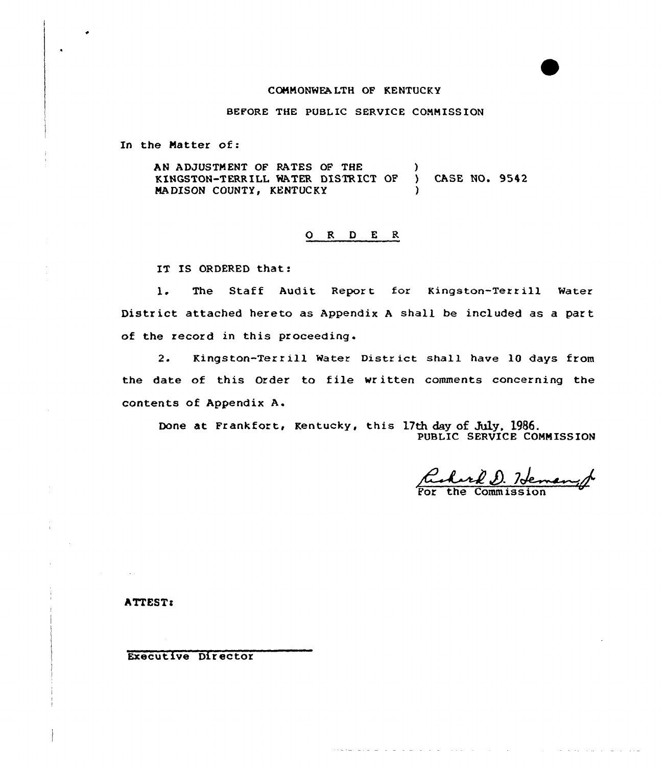COMMONWEALTH OF KENTUCKY

BEFORE THE PUBLIC SERVICE COMMISSION

In the Matter of:

AN ADJUSTMENT OF RATES OF THE KINGSTON-TERRILL WATER DISTRICT OF MADISON COUNTY, KENTUCKY ) CASE NO. 9542

## O R D E R

IT IS ORDERED that:

1. The Staff Audit Report for Kingston-Terrill Water District attached hereto as Appendix A shall be included as a part of the record in this proceeding.

2. Kingston-Terrill Water District shall have 10 days from the date of this Order to file written comments concerning the contents of Appendix A.

Done at Frankfort, Kentucky, this 17th day of July, 1986.

PUBLIC SERVICE COMMISSION

Richard D. Heman Jr.
For the Commission

ATTEST:

Executive Director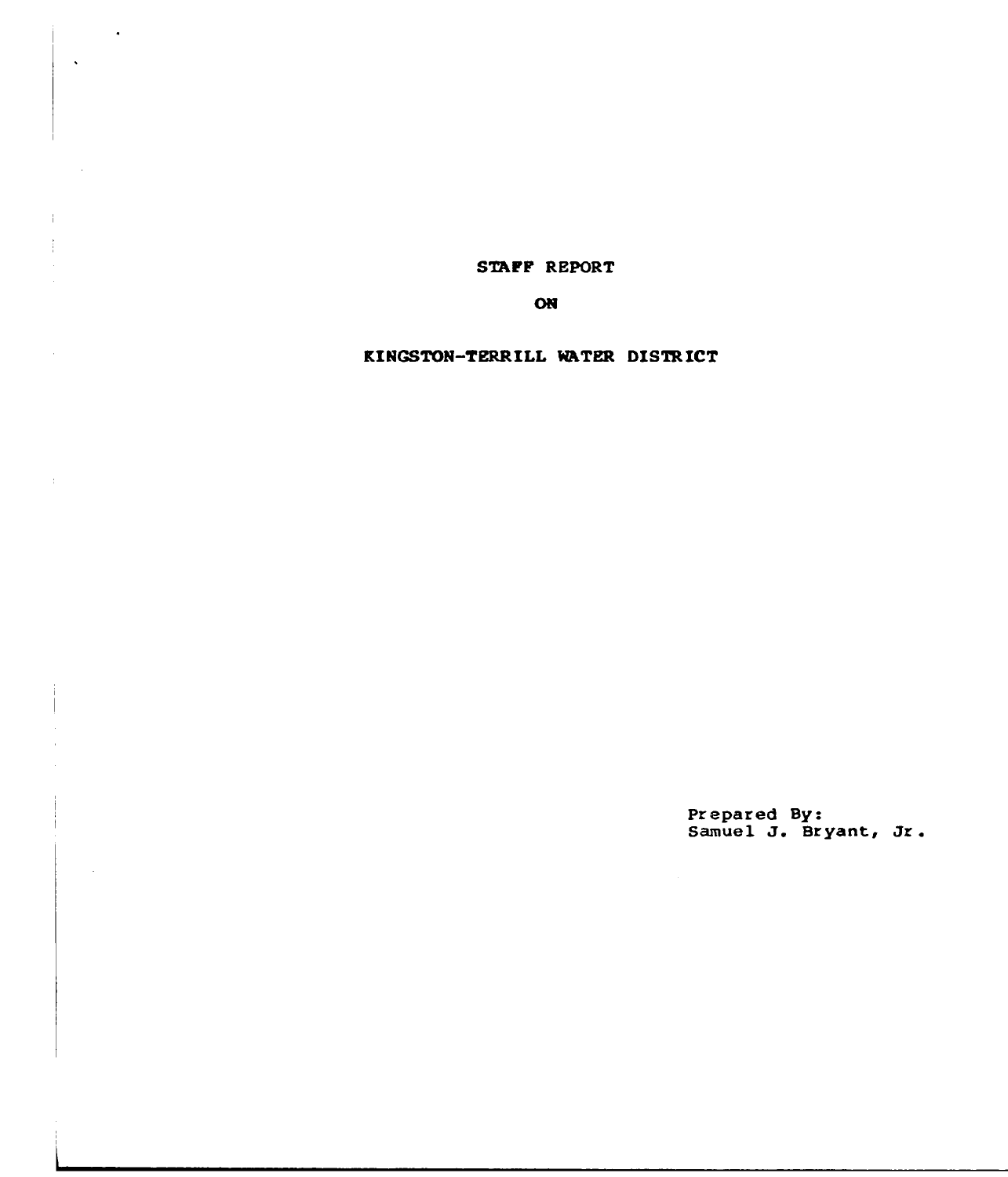# STAFF REPORT

# ON

# KINGSTON-TERRILL WATER DISTRICT

Prepared By:
Samuel J. Bryant, Jr.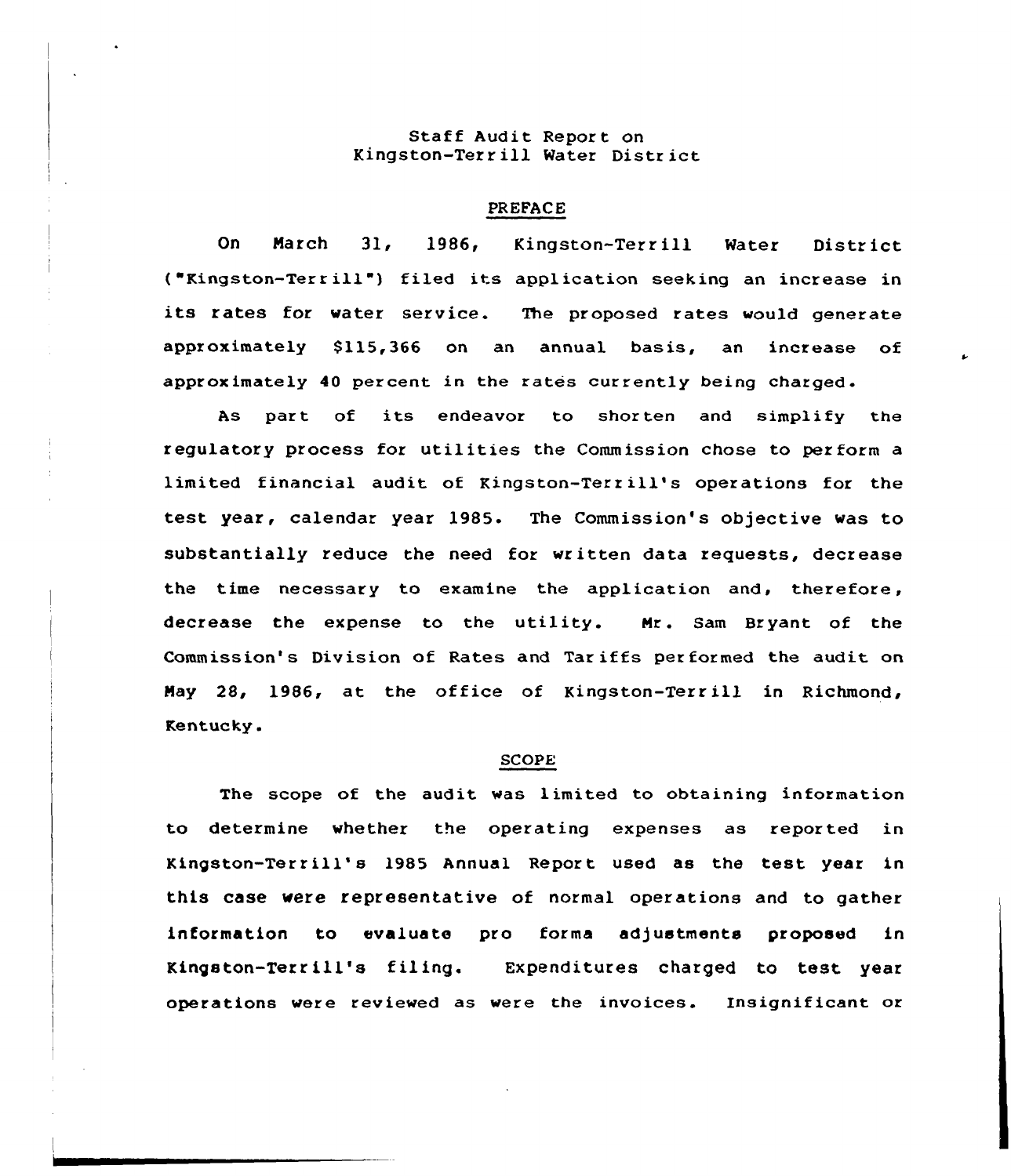Staff Audit Report on
Kingston-Terrill Water District

## PREFACE

On March 31, 1986, Kingston-Terrill Water District ("Kingston-Terrill") filed its application seeking an increase in its rates for water service. The proposed rates would generate approximately $115,366 on an annual basis, an increase of approximately 40 percent in the rates currently being charged.

As part of its endeavor to shorten and simplify the regulatory process for utilities the Commission chose to perform a limited financial audit of Kingston-Terrill's operations for the test year, calendar year 1985. The Commission's objective was to substantially reduce the need for written data requests, decrease the time necessary to examine the application and, therefore, decrease the expense to the utility. Mr. Sam Bryant of the Commission's Division of Rates and Tariffs performed the audit on May 28, 1986, at the office of Kingston-Terrill in Richmond, Kentucky.

## SCOPE

The scope of the audit was limited to obtaining information to determine whether the operating expenses as reported in Kingston-Terrill's 1985 Annual Report used as the test year in this case were representative of normal operations and to gather information to evaluate pro forma adjustments proposed in Kingston-Terrill's filing. Expenditures charged to test year operations were reviewed as were the invoices. Insignificant or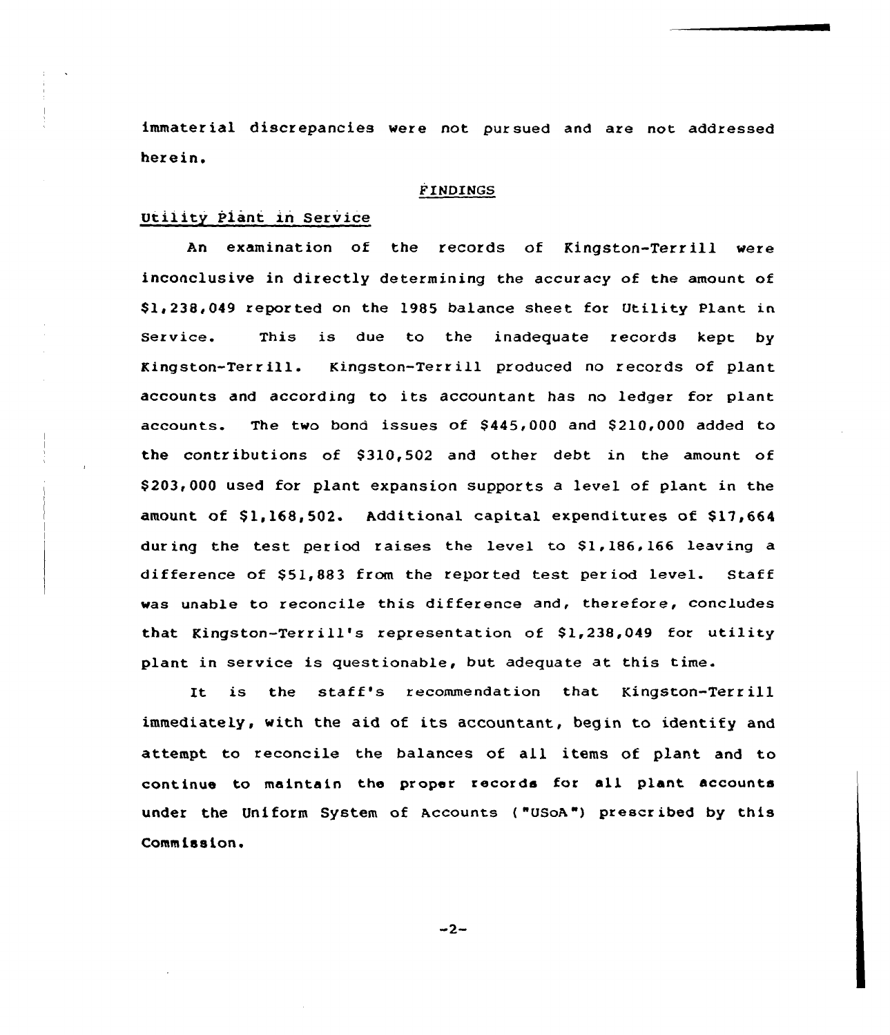immaterial discrepancies were not pursued and are not addressed herein.

## FINDINGS

### Utility Plant in Service

An examination of the records of Kingston-Terrill were inconclusive in directly determining the accuracy of the amount of $1,238,049 reported on the 1985 balance sheet for Utility Plant in Service. This is due to the inadequate records kept by Kingston-Terrill. Kingston-Terrill produced no records of plant accounts and according to its accountant has no ledger for plant accounts. The two bond issues of $445,000 and $210,000 added to the contributions of $310,502 and other debt in the amount of $203,000 used for plant expansion supports a level of plant in the amount of $1,168,502. Additional capital expenditures of $17,664 during the test period raises the level to $1,186,166 leaving a difference of $51,883 from the reported test period level. Staff was unable to reconcile this difference and, therefore, concludes that Kingston-Terrill's representation of $1,238,049 for utility plant in service is questionable, but adequate at this time.

It is the staff's recommendation that Kingston-Terrill immediately, with the aid of its accountant, begin to identify and attempt to reconcile the balances of all items of plant and to continue to maintain the proper records for all plant accounts under the Uniform System of Accounts ("USoA") prescribed by this Commission.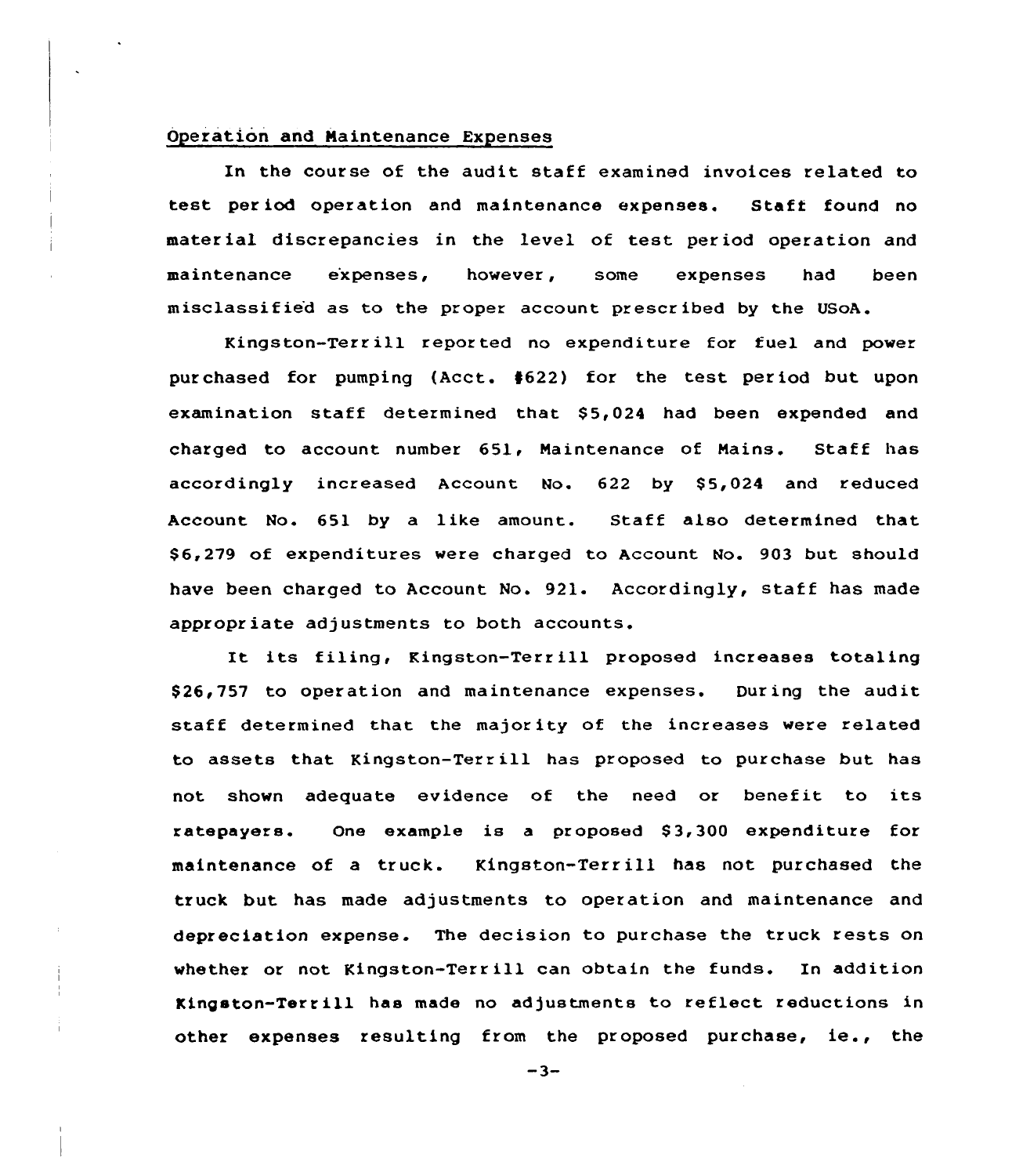Operation and Maintenance Expenses

In the course of the audit staff examined invoices related to test period operation and maintenance expenses. Staff found no material discrepancies in the level of test period operation and maintenance expenses, however, some expenses had been misclassified as to the proper account prescribed by the USoA.

Kingston-Terrill reported no expenditure for fuel and power purchased for pumping (Acct. #622) for the test period but upon examination staff determined that $5,024 had been expended and charged to account number 651, Maintenance of Mains. Staff has accordingly increased Account No. 622 by $5,024 and reduced Account No. 651 by a like amount. Staff also determined that $6,279 of expenditures were charged to Account No. 903 but should have been charged to Account No. 921. Accordingly, staff has made appropriate adjustments to both accounts.

It its filing, Kingston-Terrill proposed increases totaling $26,757 to operation and maintenance expenses. During the audit staff determined that the majority of the increases were related to assets that Kingston-Terrill has proposed to purchase but has not shown adequate evidence of the need or benefit to its ratepayers. One example is a proposed $3,300 expenditure for maintenance of a truck. Kingston-Terrill has not purchased the truck but has made adjustments to operation and maintenance and depreciation expense. The decision to purchase the truck rests on whether or not Kingston-Terrill can obtain the funds. In addition Kingston-Terrill has made no adjustments to reflect reductions in other expenses resulting from the proposed purchase, ie., the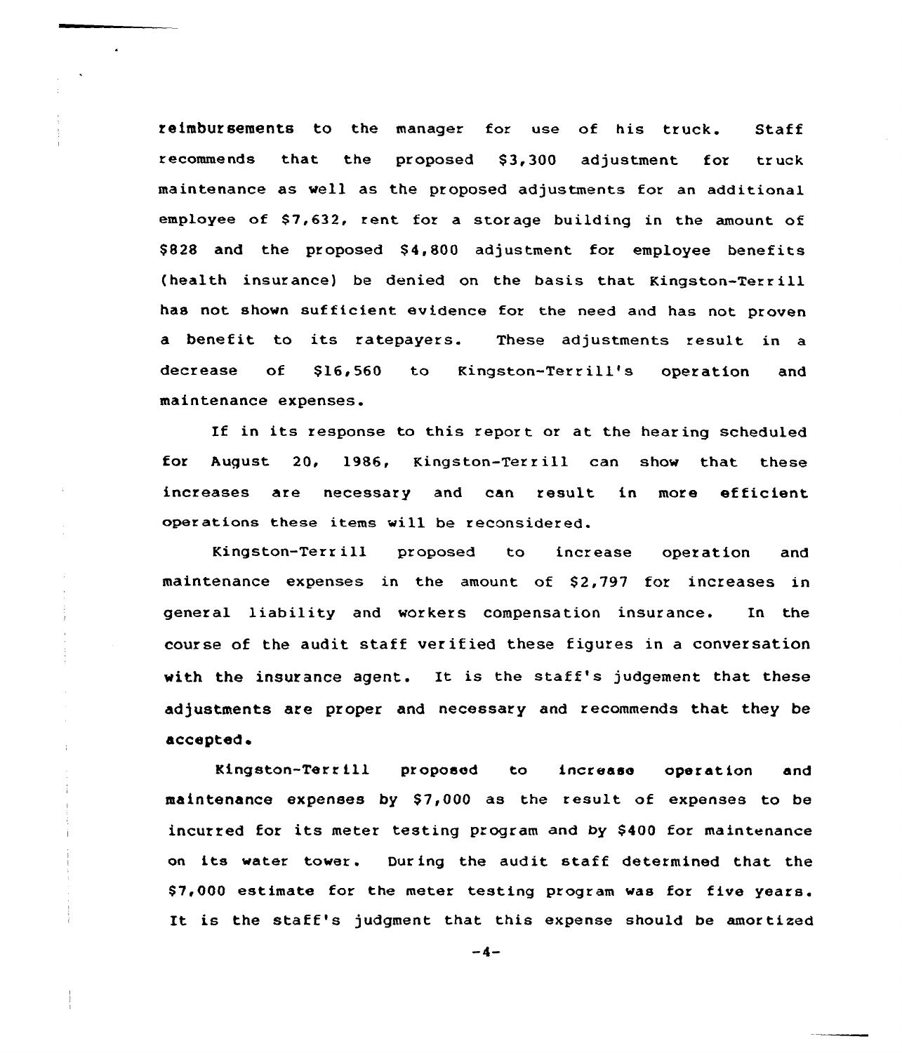reimbursements to the manager for use of his truck. Staff recommends that the proposed $3,300 adjustment for truck maintenance as well as the proposed adjustments for an additional employee of $7,632, rent for a storage building in the amount of $828 and the proposed $4,800 adjustment for employee benefits (health insurance) be denied on the basis that Kingston-Terrill has not shown sufficient evidence for the need and has not proven a benefit to its ratepayers. These adjustments result in a decrease of $16,560 to Kingston-Terrill's operation and maintenance expenses.

If in its response to this report or at the hearing scheduled for August 20, 1986, Kingston-Terrill can show that these increases are necessary and can result in more efficient operations these items will be reconsidered.

Kingston-Terrill proposed to increase operation and maintenance expenses in the amount of $2,797 for increases in general liability and workers compensation insurance. In the course of the audit staff verified these figures in a conversation with the insurance agent. It is the staff's judgement that these adjustments are proper and necessary and recommends that they be accepted.

Kingston-Terrill proposed to increase operation and maintenance expenses by $7,000 as the result of expenses to be incurred for its meter testing program and by $400 for maintenance on its water tower. During the audit staff determined that the $7,000 estimate for the meter testing program was for five years. It is the staff's judgment that this expense should be amortized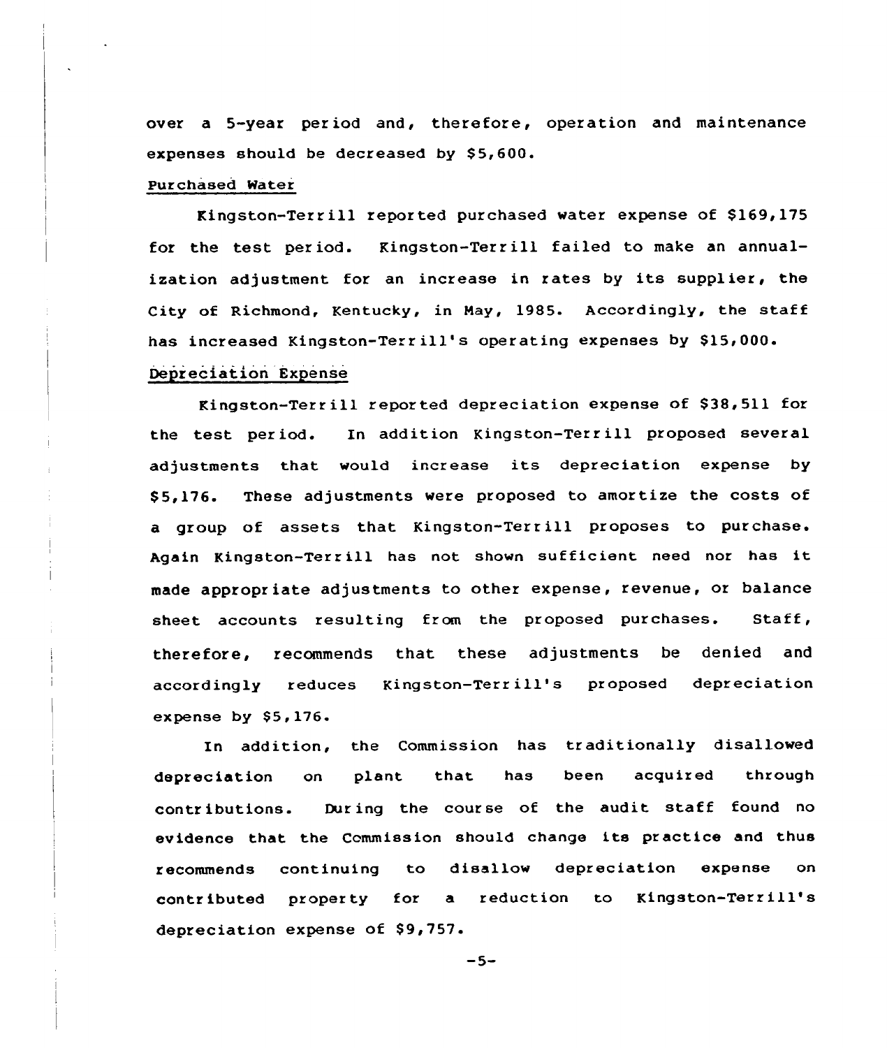over a 5-year period and, therefore, operation and maintenance expenses should be decreased by $5,600.

Purchased Water

Kingston-Terrill reported purchased water expense of $169,175 for the test period. Kingston-Terrill failed to make an annualization adjustment for an increase in rates by its supplier, the City of Richmond, Kentucky, in May, 1985. Accordingly, the staff has increased Kingston-Terrill's operating expenses by $15,000.

Depreciation Expense

Kingston-Terrill reported depreciation expense of $38,511 for the test period. In addition Kingston-Terrill proposed several adjustments that would increase its depreciation expense by $5,176. These adjustments were proposed to amortize the costs of a group of assets that Kingston-Terrill proposes to purchase. Again Kingston-Terrill has not shown sufficient need nor has it made appropriate adjustments to other expense, revenue, or balance sheet accounts resulting from the proposed purchases. Staff, therefore, recommends that these adjustments be denied and accordingly reduces Kingston-Terrill's proposed depreciation expense by $5,176.

In addition, the Commission has traditionally disallowed depreciation on plant that has been acquired through contributions. During the course of the audit staff found no evidence that the Commission should change its practice and thus recommends continuing to disallow depreciation expense on contributed property for a reduction to Kingston-Terrill's depreciation expense of $9,757.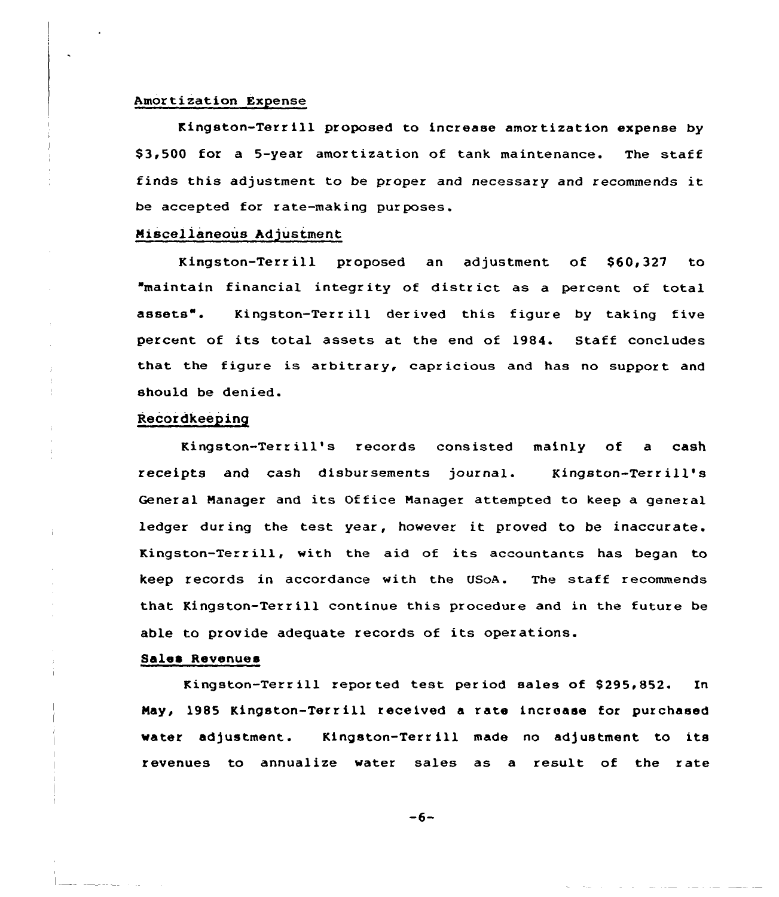## Amortization Expense

Kingston-Terrill proposed to increase amortization expense by $3,500 for a 5-year amortization of tank maintenance. The staff finds this adjustment to be proper and necessary and recommends it be accepted for rate-making purposes.

## Miscellaneous Adjustment

Kingston-Terrill proposed an adjustment of $60,327 to "maintain financial integrity of district as a percent of total assets". Kingston-Terrill derived this figure by taking five percent of its total assets at the end of 1984. Staff concludes that the figure is arbitrary, capricious and has no support and should be denied.

## Recordkeeping

Kingston-Terrill's records consisted mainly of a cash receipts and cash disbursements journal. Kingston-Terrill's General Manager and its Office Manager attempted to keep a general ledger during the test year, however it proved to be inaccurate. Kingston-Terrill, with the aid of its accountants has began to keep records in accordance with the USoA. The staff recommends that Kingston-Terrill continue this procedure and in the future be able to provide adequate records of its operations.

## Sales Revenues

Kingston-Terrill reported test period sales of $295,852. In May, 1985 Kingston-Terrill received a rate increase for purchased water adjustment. Kingston-Terrill made no adjustment to its revenues to annualize water sales as a result of the rate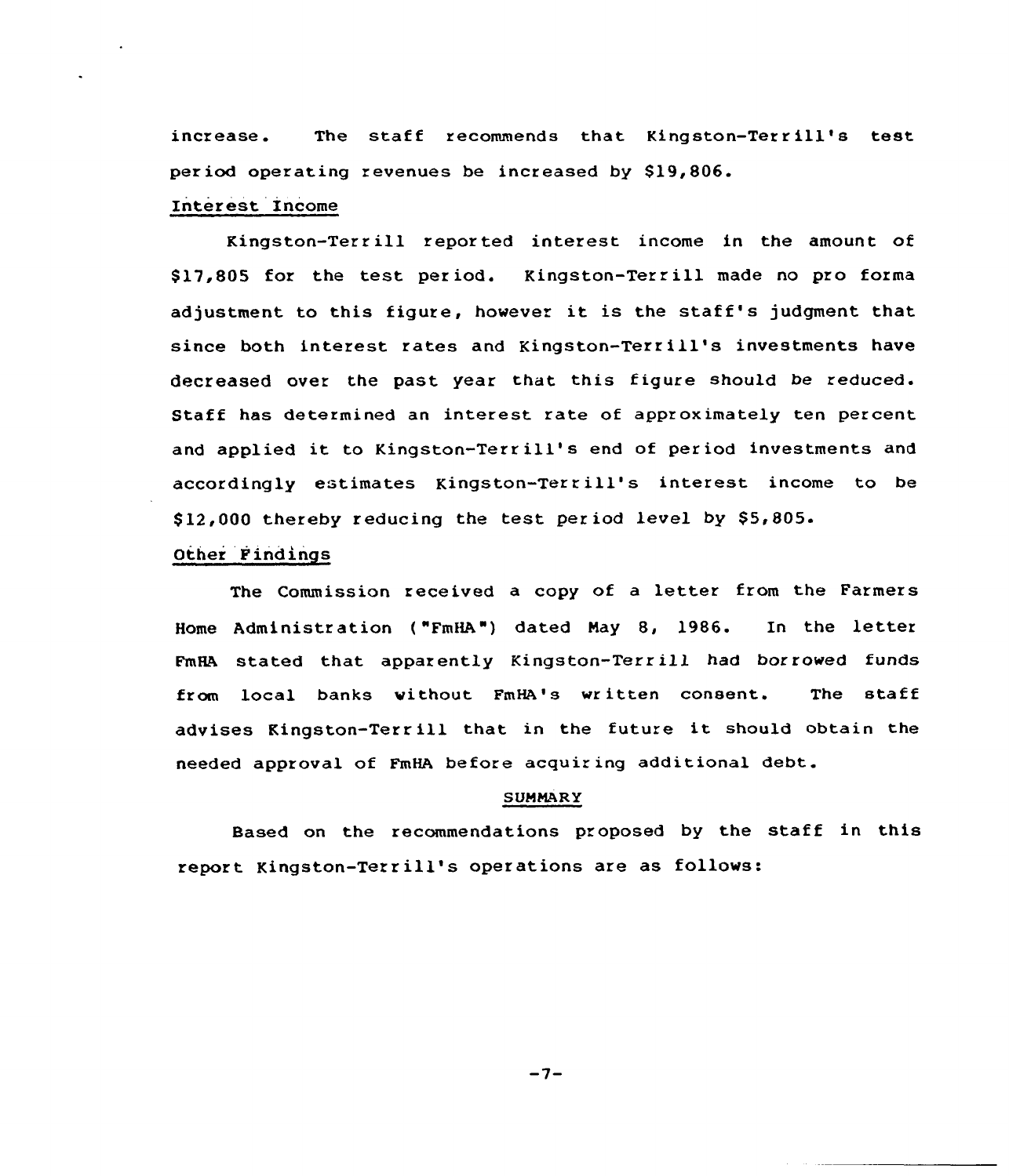increase. The staff recommends that Kingston-Terrill's test period operating revenues be increased by $19,806.

### Interest Income

Kingston-Terrill reported interest income in the amount of $17,805 for the test period. Kingston-Terrill made no pro forma adjustment to this figure, however it is the staff's judgment that since both interest rates and Kingston-Terrill's investments have decreased over the past year that this figure should be reduced. Staff has determined an interest rate of approximately ten percent and applied it to Kingston-Terrill's end of period investments and accordingly estimates Kingston-Terrill's interest income to be $12,000 thereby reducing the test period level by $5,805.

### Other Findings

The Commission received a copy of a letter from the Farmers Home Administration ("FmHA") dated May 8, 1986. In the letter FmHA stated that apparently Kingston-Terrill had borrowed funds from local banks without FmHA's written consent. The staff advises Kingston-Terrill that in the future it should obtain the needed approval of FmHA before acquiring additional debt.

## SUMMARY

Based on the recommendations proposed by the staff in this report Kingston-Terrill's operations are as follows: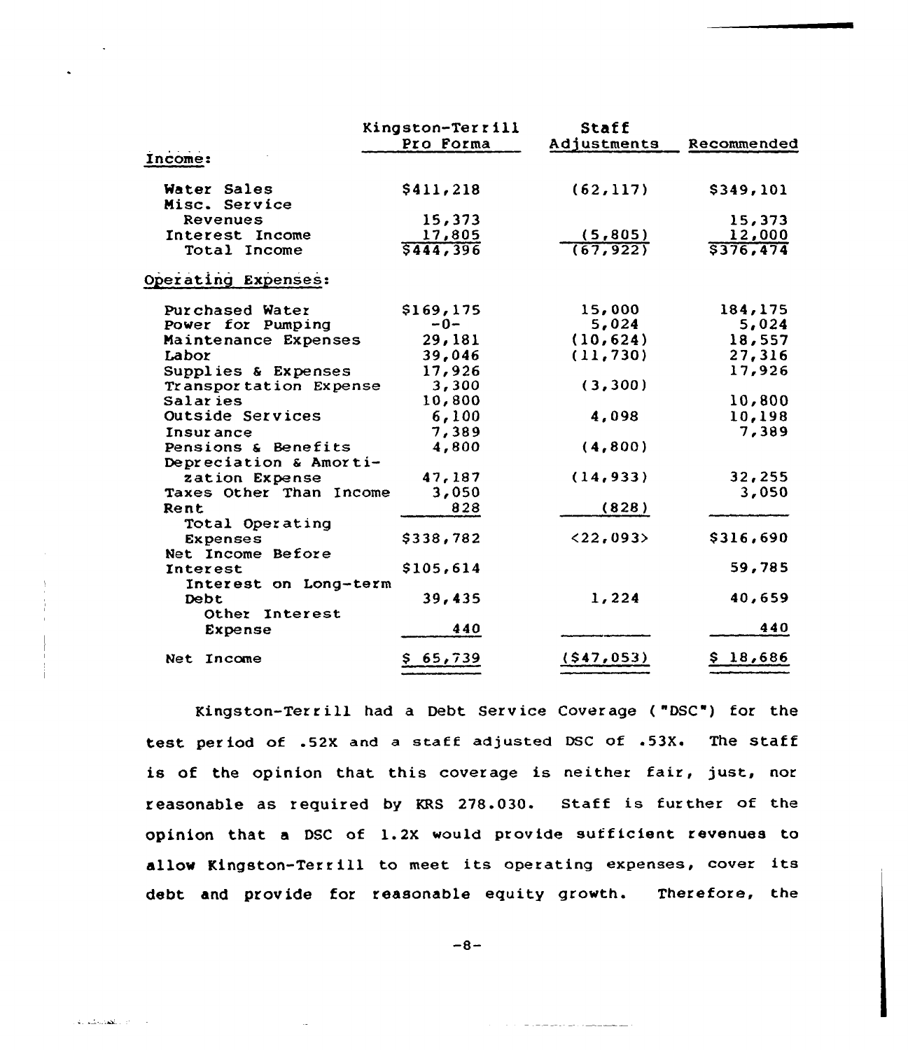| | Kingston-Terrill Pro Forma | Staff Adjustments | Recommended |
|---|---|---|---|
| Income: | | | |
| Water Sales | $411,218 | (62,117) | $349,101 |
| Misc. Service Revenues | 15,373 | | 15,373 |
| Interest Income | 17,805 | (5,805) | 12,000 |
| Total Income | $444,396 | (67,922) | $376,474 |
| Operating Expenses: | | | |
| Purchased Water | $169,175 | 15,000 | 184,175 |
| Power for Pumping | -0- | 5,024 | 5,024 |
| Maintenance Expenses | 29,181 | (10,624) | 18,557 |
| Labor | 39,046 | (11,730) | 27,316 |
| Supplies & Expenses | 17,926 | | 17,926 |
| Transportation Expense | 3,300 | (3,300) | |
| Salaries | 10,800 | | 10,800 |
| Outside Services | 6,100 | 4,098 | 10,198 |
| Insurance | 7,389 | | 7,389 |
| Pensions & Benefits | 4,800 | (4,800) | |
| Depreciation & Amortization Expense | 47,187 | (14,933) | 32,255 |
| Taxes Other Than Income | 3,050 | | 3,050 |
| Rent | 828 | (828) | |
| Total Operating Expenses | $338,782 | <22,093> | $316,690 |
| Net Income Before Interest | $105,614 | | 59,785 |
| Interest on Long-term Debt | 39,435 | 1,224 | 40,659 |
| Other Interest Expense | 440 | | 440 |
| Net Income | $ 65,739 | ($47,053) | $ 18,686 |

Kingston-Terrill had a Debt Service Coverage ("DSC") for the test period of .52X and a staff adjusted DSC of .53X. The staff is of the opinion that this coverage is neither fair, just, nor reasonable as required by KRS 278.030. Staff is further of the opinion that a DSC of 1.2X would provide sufficient revenues to allow Kingston-Terrill to meet its operating expenses, cover its debt and provide for reasonable equity growth. Therefore, the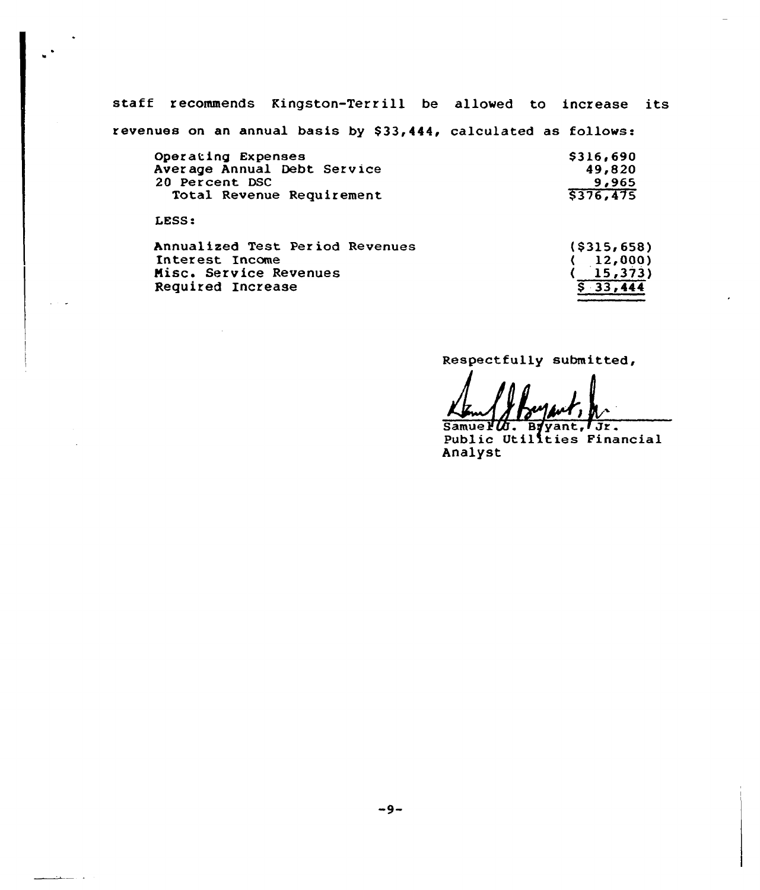staff recommends Kingston-Terrill be allowed to increase its revenues on an annual basis by $33,444, calculated as follows:

| | |
|---|---|
| Operating Expenses | $316,690 |
| Average Annual Debt Service | 49,820 |
| 20 Percent DSC | 9,965 |
| Total Revenue Requirement | $376,475 |
| LESS: | |
| Annualized Test Period Revenues | ($315,658) |
| Interest Income | ( 12,000) |
| Misc. Service Revenues | ( 15,373) |
| Required Increase | $ 33,444 |

Respectfully submitted,

Samuel J. Bryant, Jr.
Public Utilities Financial Analyst